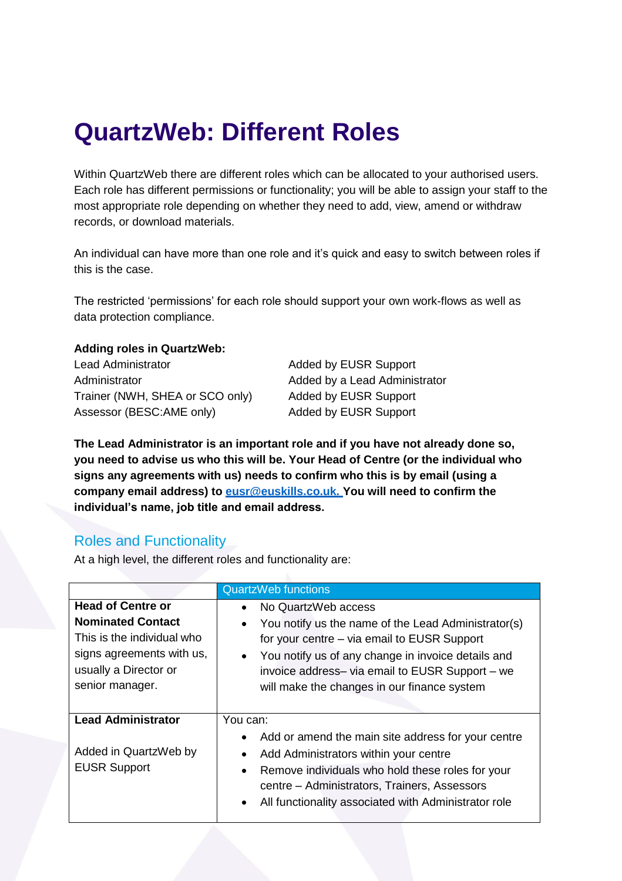# QuartzWeb: Different Roles

Within QuartzWeb there are different roles which can be allocated to your authorised users. Each role has different permissions or functionality; you will be able to assign your staff to the most appropriate role depending on whether they need to add, view, amend or withdraw records, or download materials.

An individual can have more than one role and it's quick and easy to switch between roles if this is the case.

The restricted 'permissions' for each role should support your own work-flows as well as data protection compliance.

**Adding roles in QuartzWeb:**

| | |
|---|---|
| Lead Administrator | Added by EUSR Support |
| Administrator | Added by a Lead Administrator |
| Trainer (NWH, SHEA or SCO only) | Added by EUSR Support |
| Assessor (BESC:AME only) | Added by EUSR Support |

**The Lead Administrator is an important role and if you have not already done so, you need to advise us who this will be. Your Head of Centre (or the individual who signs any agreements with us) needs to confirm who this is by email (using a company email address) to eusr@euskills.co.uk. You will need to confirm the individual's name, job title and email address.**

## Roles and Functionality

At a high level, the different roles and functionality are:

| | QuartzWeb functions |
|---|---|
| **Head of Centre or Nominated Contact**<br>This is the individual who signs agreements with us, usually a Director or senior manager. | • No QuartzWeb access<br>• You notify us the name of the Lead Administrator(s) for your centre – via email to EUSR Support<br>• You notify us of any change in invoice details and invoice address– via email to EUSR Support – we will make the changes in our finance system |
| **Lead Administrator**<br><br>Added in QuartzWeb by EUSR Support | You can:<br>• Add or amend the main site address for your centre<br>• Add Administrators within your centre<br>• Remove individuals who hold these roles for your centre – Administrators, Trainers, Assessors<br>• All functionality associated with Administrator role |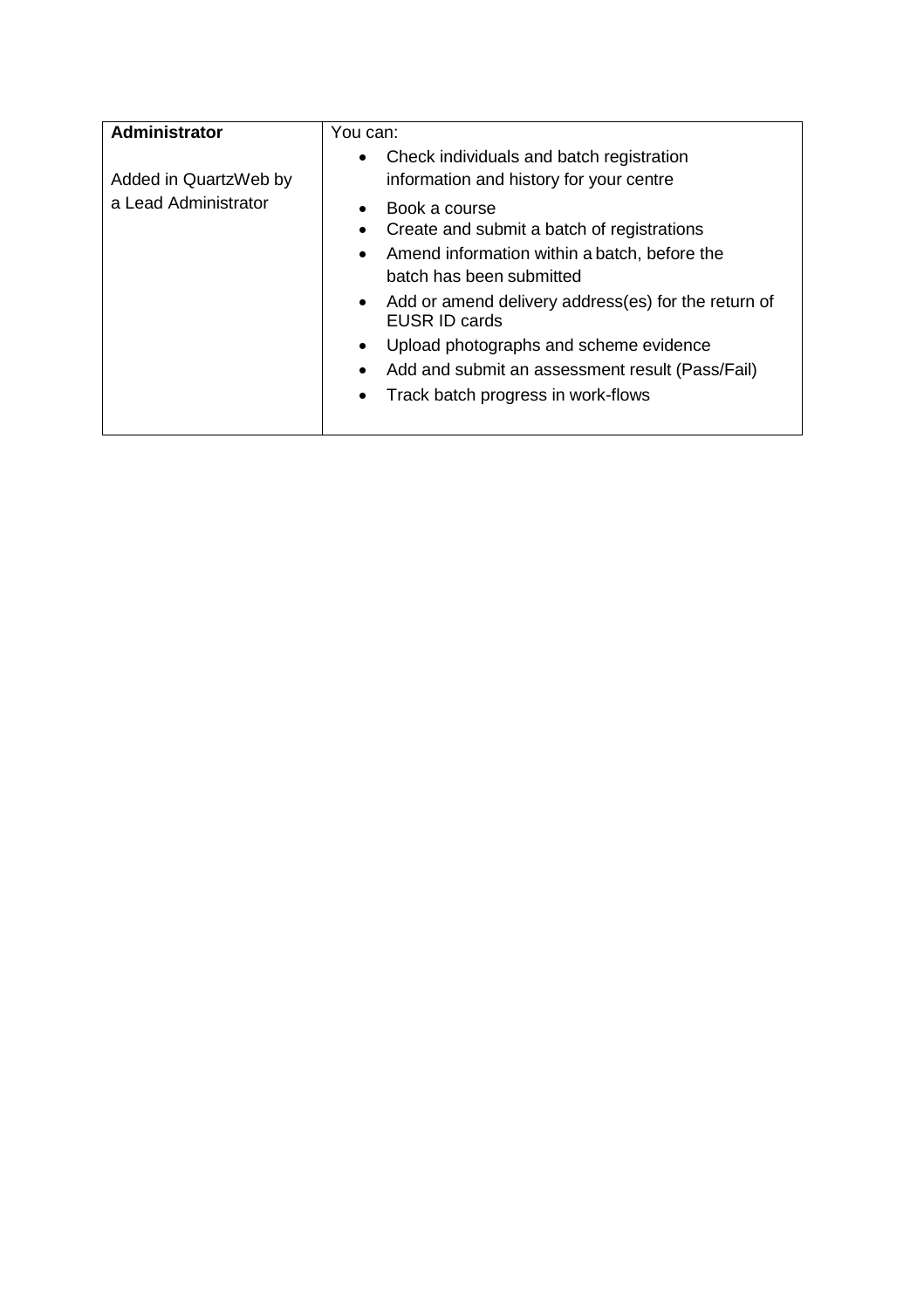| **Administrator**<br><br>Added in QuartzWeb by a Lead Administrator | You can:<br>• Check individuals and batch registration information and history for your centre<br>• Book a course<br>• Create and submit a batch of registrations<br>• Amend information within a batch, before the batch has been submitted<br>• Add or amend delivery address(es) for the return of EUSR ID cards<br>• Upload photographs and scheme evidence<br>• Add and submit an assessment result (Pass/Fail)<br>• Track batch progress in work-flows |
| --- | --- |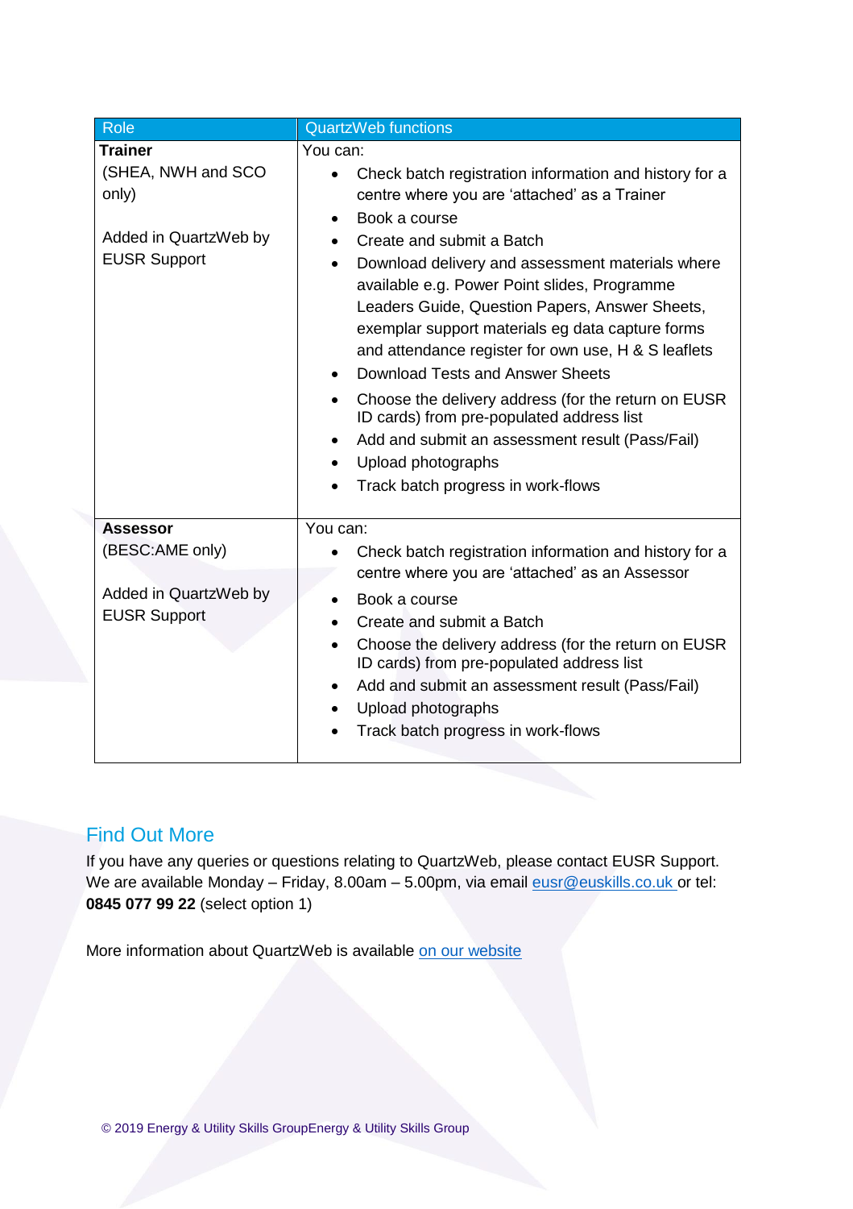| Role | QuartzWeb functions |
| --- | --- |
| **Trainer**<br>(SHEA, NWH and SCO only)<br><br>Added in QuartzWeb by EUSR Support | You can:<br>• Check batch registration information and history for a centre where you are 'attached' as a Trainer<br>• Book a course<br>• Create and submit a Batch<br>• Download delivery and assessment materials where available e.g. Power Point slides, Programme Leaders Guide, Question Papers, Answer Sheets, exemplar support materials eg data capture forms and attendance register for own use, H & S leaflets<br>• Download Tests and Answer Sheets<br>• Choose the delivery address (for the return on EUSR ID cards) from pre-populated address list<br>• Add and submit an assessment result (Pass/Fail)<br>• Upload photographs<br>• Track batch progress in work-flows |
| **Assessor**<br>(BESC:AME only)<br><br>Added in QuartzWeb by EUSR Support | You can:<br>• Check batch registration information and history for a centre where you are 'attached' as an Assessor<br>• Book a course<br>• Create and submit a Batch<br>• Choose the delivery address (for the return on EUSR ID cards) from pre-populated address list<br>• Add and submit an assessment result (Pass/Fail)<br>• Upload photographs<br>• Track batch progress in work-flows |

## Find Out More

If you have any queries or questions relating to QuartzWeb, please contact EUSR Support. We are available Monday – Friday, 8.00am – 5.00pm, via email eusr@euskills.co.uk or tel: **0845 077 99 22** (select option 1)

More information about QuartzWeb is available on our website